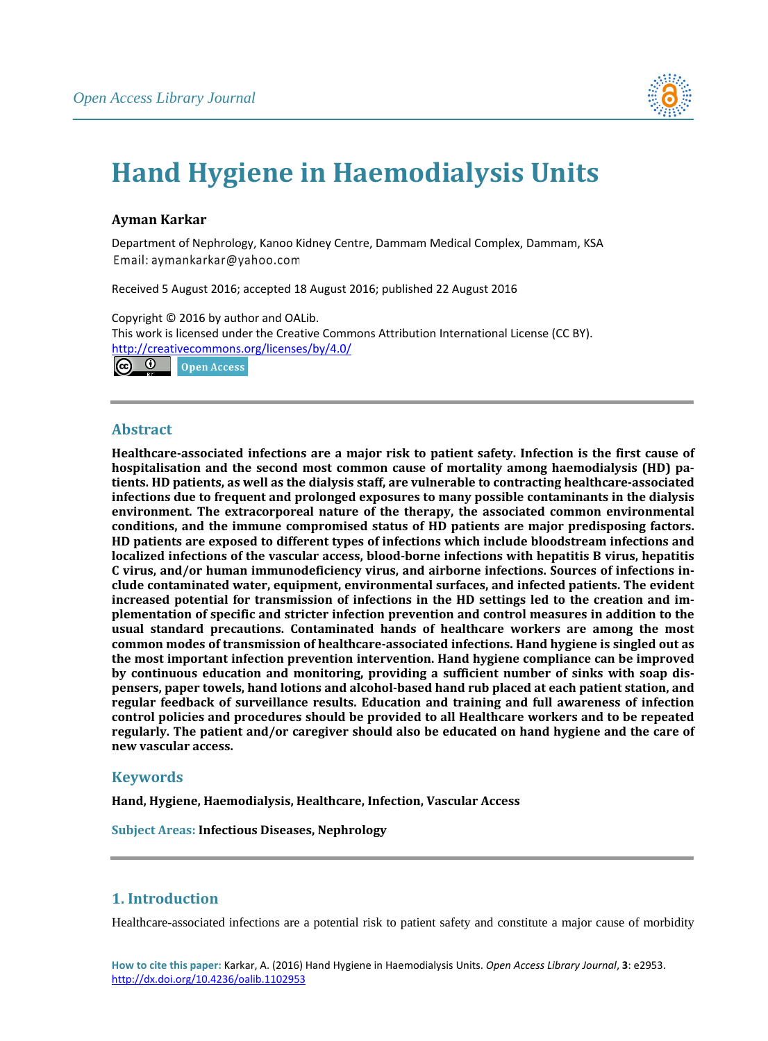# Hand Hygiene in Haemodialysis Units

**Ayman Karkar**

Department of Nephrology, Kanoo Kidney Centre, Dammam Medical Complex, Dammam, KSA
Email: aymankarkar@yahoo.com

Received 5 August 2016; accepted 18 August 2016; published 22 August 2016

Copyright © 2016 by author and OALib.
This work is licensed under the Creative Commons Attribution International License (CC BY).
http://creativecommons.org/licenses/by/4.0/

Open Access

## Abstract

**Healthcare-associated infections are a major risk to patient safety. Infection is the first cause of hospitalisation and the second most common cause of mortality among haemodialysis (HD) patients. HD patients, as well as the dialysis staff, are vulnerable to contracting healthcare-associated infections due to frequent and prolonged exposures to many possible contaminants in the dialysis environment. The extracorporeal nature of the therapy, the associated common environmental conditions, and the immune compromised status of HD patients are major predisposing factors. HD patients are exposed to different types of infections which include bloodstream infections and localized infections of the vascular access, blood-borne infections with hepatitis B virus, hepatitis C virus, and/or human immunodeficiency virus, and airborne infections. Sources of infections include contaminated water, equipment, environmental surfaces, and infected patients. The evident increased potential for transmission of infections in the HD settings led to the creation and implementation of specific and stricter infection prevention and control measures in addition to the usual standard precautions. Contaminated hands of healthcare workers are among the most common modes of transmission of healthcare-associated infections. Hand hygiene is singled out as the most important infection prevention intervention. Hand hygiene compliance can be improved by continuous education and monitoring, providing a sufficient number of sinks with soap dispensers, paper towels, hand lotions and alcohol-based hand rub placed at each patient station, and regular feedback of surveillance results. Education and training and full awareness of infection control policies and procedures should be provided to all Healthcare workers and to be repeated regularly. The patient and/or caregiver should also be educated on hand hygiene and the care of new vascular access.**

## Keywords

**Hand, Hygiene, Haemodialysis, Healthcare, Infection, Vascular Access**

**Subject Areas:** **Infectious Diseases, Nephrology**

## 1. Introduction

Healthcare-associated infections are a potential risk to patient safety and constitute a major cause of morbidity

**How to cite this paper:** Karkar, A. (2016) Hand Hygiene in Haemodialysis Units. *Open Access Library Journal*, **3**: e2953. http://dx.doi.org/10.4236/oalib.1102953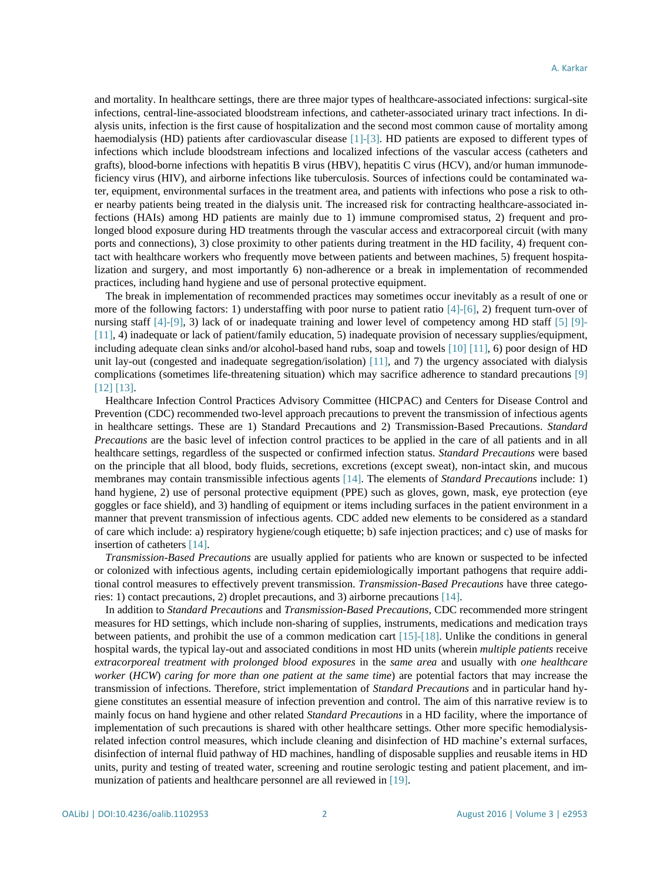and mortality. In healthcare settings, there are three major types of healthcare-associated infections: surgical-site infections, central-line-associated bloodstream infections, and catheter-associated urinary tract infections. In dialysis units, infection is the first cause of hospitalization and the second most common cause of mortality among haemodialysis (HD) patients after cardiovascular disease [1]-[3]. HD patients are exposed to different types of infections which include bloodstream infections and localized infections of the vascular access (catheters and grafts), blood-borne infections with hepatitis B virus (HBV), hepatitis C virus (HCV), and/or human immunodeficiency virus (HIV), and airborne infections like tuberculosis. Sources of infections could be contaminated water, equipment, environmental surfaces in the treatment area, and patients with infections who pose a risk to other nearby patients being treated in the dialysis unit. The increased risk for contracting healthcare-associated infections (HAIs) among HD patients are mainly due to 1) immune compromised status, 2) frequent and prolonged blood exposure during HD treatments through the vascular access and extracorporeal circuit (with many ports and connections), 3) close proximity to other patients during treatment in the HD facility, 4) frequent contact with healthcare workers who frequently move between patients and between machines, 5) frequent hospitalization and surgery, and most importantly 6) non-adherence or a break in implementation of recommended practices, including hand hygiene and use of personal protective equipment.

The break in implementation of recommended practices may sometimes occur inevitably as a result of one or more of the following factors: 1) understaffing with poor nurse to patient ratio [4]-[6], 2) frequent turn-over of nursing staff [4]-[9], 3) lack of or inadequate training and lower level of competency among HD staff [5] [9]-[11], 4) inadequate or lack of patient/family education, 5) inadequate provision of necessary supplies/equipment, including adequate clean sinks and/or alcohol-based hand rubs, soap and towels [10] [11], 6) poor design of HD unit lay-out (congested and inadequate segregation/isolation) [11], and 7) the urgency associated with dialysis complications (sometimes life-threatening situation) which may sacrifice adherence to standard precautions [9] [12] [13].

Healthcare Infection Control Practices Advisory Committee (HICPAC) and Centers for Disease Control and Prevention (CDC) recommended two-level approach precautions to prevent the transmission of infectious agents in healthcare settings. These are 1) Standard Precautions and 2) Transmission-Based Precautions. *Standard Precautions* are the basic level of infection control practices to be applied in the care of all patients and in all healthcare settings, regardless of the suspected or confirmed infection status. *Standard Precautions* were based on the principle that all blood, body fluids, secretions, excretions (except sweat), non-intact skin, and mucous membranes may contain transmissible infectious agents [14]. The elements of *Standard Precautions* include: 1) hand hygiene, 2) use of personal protective equipment (PPE) such as gloves, gown, mask, eye protection (eye goggles or face shield), and 3) handling of equipment or items including surfaces in the patient environment in a manner that prevent transmission of infectious agents. CDC added new elements to be considered as a standard of care which include: a) respiratory hygiene/cough etiquette; b) safe injection practices; and c) use of masks for insertion of catheters [14].

*Transmission-Based Precautions* are usually applied for patients who are known or suspected to be infected or colonized with infectious agents, including certain epidemiologically important pathogens that require additional control measures to effectively prevent transmission. *Transmission-Based Precautions* have three categories: 1) contact precautions, 2) droplet precautions, and 3) airborne precautions [14].

In addition to *Standard Precautions* and *Transmission-Based Precautions*, CDC recommended more stringent measures for HD settings, which include non-sharing of supplies, instruments, medications and medication trays between patients, and prohibit the use of a common medication cart [15]-[18]. Unlike the conditions in general hospital wards, the typical lay-out and associated conditions in most HD units (wherein *multiple patients* receive *extracorporeal treatment with prolonged blood exposures* in the *same area* and usually with *one healthcare worker* (*HCW*) *caring for more than one patient at the same time*) are potential factors that may increase the transmission of infections. Therefore, strict implementation of *Standard Precautions* and in particular hand hygiene constitutes an essential measure of infection prevention and control. The aim of this narrative review is to mainly focus on hand hygiene and other related *Standard Precautions* in a HD facility, where the importance of implementation of such precautions is shared with other healthcare settings. Other more specific hemodialysis-related infection control measures, which include cleaning and disinfection of HD machine's external surfaces, disinfection of internal fluid pathway of HD machines, handling of disposable supplies and reusable items in HD units, purity and testing of treated water, screening and routine serologic testing and patient placement, and immunization of patients and healthcare personnel are all reviewed in [19].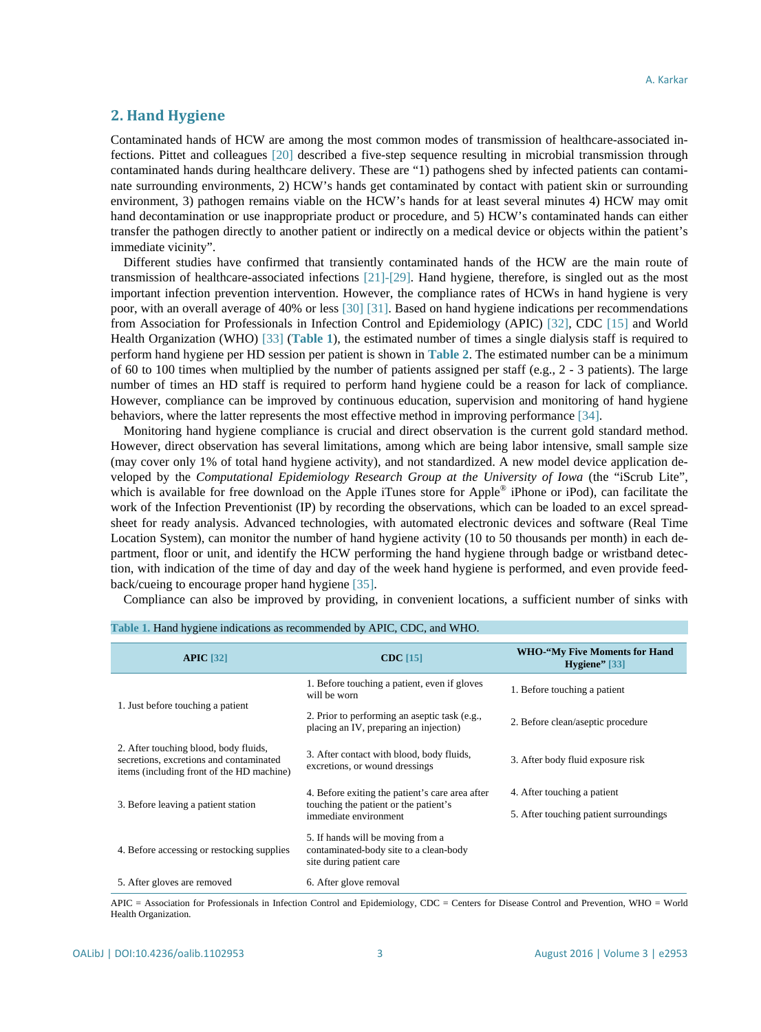## 2. Hand Hygiene

Contaminated hands of HCW are among the most common modes of transmission of healthcare-associated infections. Pittet and colleagues [20] described a five-step sequence resulting in microbial transmission through contaminated hands during healthcare delivery. These are "1) pathogens shed by infected patients can contaminate surrounding environments, 2) HCW's hands get contaminated by contact with patient skin or surrounding environment, 3) pathogen remains viable on the HCW's hands for at least several minutes 4) HCW may omit hand decontamination or use inappropriate product or procedure, and 5) HCW's contaminated hands can either transfer the pathogen directly to another patient or indirectly on a medical device or objects within the patient's immediate vicinity".

Different studies have confirmed that transiently contaminated hands of the HCW are the main route of transmission of healthcare-associated infections [21]-[29]. Hand hygiene, therefore, is singled out as the most important infection prevention intervention. However, the compliance rates of HCWs in hand hygiene is very poor, with an overall average of 40% or less [30] [31]. Based on hand hygiene indications per recommendations from Association for Professionals in Infection Control and Epidemiology (APIC) [32], CDC [15] and World Health Organization (WHO) [33] (**Table 1**), the estimated number of times a single dialysis staff is required to perform hand hygiene per HD session per patient is shown in **Table 2**. The estimated number can be a minimum of 60 to 100 times when multiplied by the number of patients assigned per staff (e.g., 2 - 3 patients). The large number of times an HD staff is required to perform hand hygiene could be a reason for lack of compliance. However, compliance can be improved by continuous education, supervision and monitoring of hand hygiene behaviors, where the latter represents the most effective method in improving performance [34].

Monitoring hand hygiene compliance is crucial and direct observation is the current gold standard method. However, direct observation has several limitations, among which are being labor intensive, small sample size (may cover only 1% of total hand hygiene activity), and not standardized. A new model device application developed by the *Computational Epidemiology Research Group at the University of Iowa* (the "iScrub Lite", which is available for free download on the Apple iTunes store for Apple® iPhone or iPod), can facilitate the work of the Infection Preventionist (IP) by recording the observations, which can be loaded to an excel spreadsheet for ready analysis. Advanced technologies, with automated electronic devices and software (Real Time Location System), can monitor the number of hand hygiene activity (10 to 50 thousands per month) in each department, floor or unit, and identify the HCW performing the hand hygiene through badge or wristband detection, with indication of the time of day and day of the week hand hygiene is performed, and even provide feedback/cueing to encourage proper hand hygiene [35].

Compliance can also be improved by providing, in convenient locations, a sufficient number of sinks with

**Table 1.** Hand hygiene indications as recommended by APIC, CDC, and WHO.

| APIC [32] | CDC [15] | WHO-"My Five Moments for Hand Hygiene" [33] |
|---|---|---|
| 1. Just before touching a patient | 1. Before touching a patient, even if gloves will be worn | 1. Before touching a patient |
| | 2. Prior to performing an aseptic task (e.g., placing an IV, preparing an injection) | 2. Before clean/aseptic procedure |
| 2. After touching blood, body fluids, secretions, excretions and contaminated items (including front of the HD machine) | 3. After contact with blood, body fluids, excretions, or wound dressings | 3. After body fluid exposure risk |
| 3. Before leaving a patient station | 4. Before exiting the patient's care area after touching the patient or the patient's immediate environment | 4. After touching a patient |
| | | 5. After touching patient surroundings |
| 4. Before accessing or restocking supplies | 5. If hands will be moving from a contaminated-body site to a clean-body site during patient care | |
| 5. After gloves are removed | 6. After glove removal | |

APIC = Association for Professionals in Infection Control and Epidemiology, CDC = Centers for Disease Control and Prevention, WHO = World Health Organization.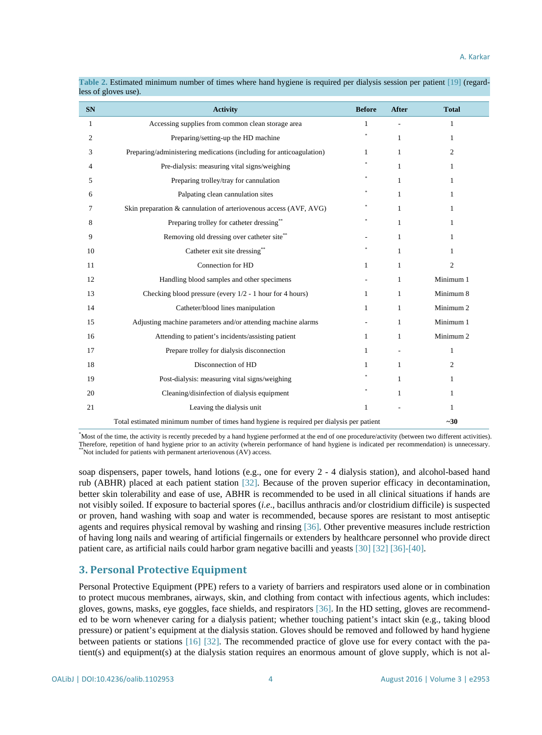**Table 2.** Estimated minimum number of times where hand hygiene is required per dialysis session per patient [19] (regardless of gloves use).

| SN | Activity | Before | After | Total |
|---|---|---|---|---|
| 1 | Accessing supplies from common clean storage area | 1 | - | 1 |
| 2 | Preparing/setting-up the HD machine | * | 1 | 1 |
| 3 | Preparing/administering medications (including for anticoagulation) | 1 | 1 | 2 |
| 4 | Pre-dialysis: measuring vital signs/weighing | * | 1 | 1 |
| 5 | Preparing trolley/tray for cannulation | * | 1 | 1 |
| 6 | Palpating clean cannulation sites | * | 1 | 1 |
| 7 | Skin preparation & cannulation of arteriovenous access (AVF, AVG) | * | 1 | 1 |
| 8 | Preparing trolley for catheter dressing** | * | 1 | 1 |
| 9 | Removing old dressing over catheter site** | - | 1 | 1 |
| 10 | Catheter exit site dressing** | * | 1 | 1 |
| 11 | Connection for HD | 1 | 1 | 2 |
| 12 | Handling blood samples and other specimens | - | 1 | Minimum 1 |
| 13 | Checking blood pressure (every 1/2 - 1 hour for 4 hours) | 1 | 1 | Minimum 8 |
| 14 | Catheter/blood lines manipulation | 1 | 1 | Minimum 2 |
| 15 | Adjusting machine parameters and/or attending machine alarms | - | 1 | Minimum 1 |
| 16 | Attending to patient's incidents/assisting patient | 1 | 1 | Minimum 2 |
| 17 | Prepare trolley for dialysis disconnection | 1 | - | 1 |
| 18 | Disconnection of HD | 1 | 1 | 2 |
| 19 | Post-dialysis: measuring vital signs/weighing | * | 1 | 1 |
| 20 | Cleaning/disinfection of dialysis equipment | * | 1 | 1 |
| 21 | Leaving the dialysis unit | 1 | - | 1 |
| | Total estimated minimum number of times hand hygiene is required per dialysis per patient | | | **~30** |

*Most of the time, the activity is recently preceded by a hand hygiene performed at the end of one procedure/activity (between two different activities). Therefore, repetition of hand hygiene prior to an activity (wherein performance of hand hygiene is indicated per recommendation) is unnecessary. **Not included for patients with permanent arteriovenous (AV) access.

soap dispensers, paper towels, hand lotions (e.g., one for every 2 - 4 dialysis station), and alcohol-based hand rub (ABHR) placed at each patient station [32]. Because of the proven superior efficacy in decontamination, better skin tolerability and ease of use, ABHR is recommended to be used in all clinical situations if hands are not visibly soiled. If exposure to bacterial spores (*i.e.*, bacillus anthracis and/or clostridium difficile) is suspected or proven, hand washing with soap and water is recommended, because spores are resistant to most antiseptic agents and requires physical removal by washing and rinsing [36]. Other preventive measures include restriction of having long nails and wearing of artificial fingernails or extenders by healthcare personnel who provide direct patient care, as artificial nails could harbor gram negative bacilli and yeasts [30] [32] [36]-[40].

## 3. Personal Protective Equipment

Personal Protective Equipment (PPE) refers to a variety of barriers and respirators used alone or in combination to protect mucous membranes, airways, skin, and clothing from contact with infectious agents, which includes: gloves, gowns, masks, eye goggles, face shields, and respirators [36]. In the HD setting, gloves are recommended to be worn whenever caring for a dialysis patient; whether touching patient's intact skin (e.g., taking blood pressure) or patient's equipment at the dialysis station. Gloves should be removed and followed by hand hygiene between patients or stations [16] [32]. The recommended practice of glove use for every contact with the patient(s) and equipment(s) at the dialysis station requires an enormous amount of glove supply, which is not al-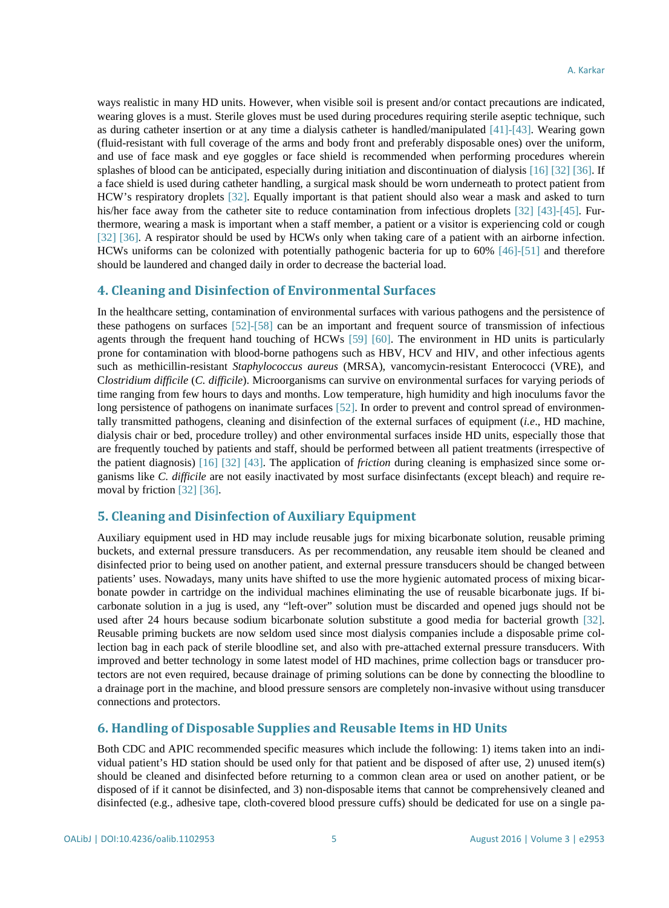ways realistic in many HD units. However, when visible soil is present and/or contact precautions are indicated, wearing gloves is a must. Sterile gloves must be used during procedures requiring sterile aseptic technique, such as during catheter insertion or at any time a dialysis catheter is handled/manipulated [41]-[43]. Wearing gown (fluid-resistant with full coverage of the arms and body front and preferably disposable ones) over the uniform, and use of face mask and eye goggles or face shield is recommended when performing procedures wherein splashes of blood can be anticipated, especially during initiation and discontinuation of dialysis [16] [32] [36]. If a face shield is used during catheter handling, a surgical mask should be worn underneath to protect patient from HCW's respiratory droplets [32]. Equally important is that patient should also wear a mask and asked to turn his/her face away from the catheter site to reduce contamination from infectious droplets [32] [43]-[45]. Furthermore, wearing a mask is important when a staff member, a patient or a visitor is experiencing cold or cough [32] [36]. A respirator should be used by HCWs only when taking care of a patient with an airborne infection. HCWs uniforms can be colonized with potentially pathogenic bacteria for up to 60% [46]-[51] and therefore should be laundered and changed daily in order to decrease the bacterial load.

## 4. Cleaning and Disinfection of Environmental Surfaces

In the healthcare setting, contamination of environmental surfaces with various pathogens and the persistence of these pathogens on surfaces [52]-[58] can be an important and frequent source of transmission of infectious agents through the frequent hand touching of HCWs [59] [60]. The environment in HD units is particularly prone for contamination with blood-borne pathogens such as HBV, HCV and HIV, and other infectious agents such as methicillin-resistant *Staphylococcus aureus* (MRSA), vancomycin-resistant Enterococci (VRE), and C*lostridium difficile* (*C. difficile*). Microorganisms can survive on environmental surfaces for varying periods of time ranging from few hours to days and months. Low temperature, high humidity and high inoculums favor the long persistence of pathogens on inanimate surfaces [52]. In order to prevent and control spread of environmentally transmitted pathogens, cleaning and disinfection of the external surfaces of equipment (*i.e*., HD machine, dialysis chair or bed, procedure trolley) and other environmental surfaces inside HD units, especially those that are frequently touched by patients and staff, should be performed between all patient treatments (irrespective of the patient diagnosis) [16] [32] [43]. The application of *friction* during cleaning is emphasized since some organisms like *C. difficile* are not easily inactivated by most surface disinfectants (except bleach) and require removal by friction [32] [36].

## 5. Cleaning and Disinfection of Auxiliary Equipment

Auxiliary equipment used in HD may include reusable jugs for mixing bicarbonate solution, reusable priming buckets, and external pressure transducers. As per recommendation, any reusable item should be cleaned and disinfected prior to being used on another patient, and external pressure transducers should be changed between patients' uses. Nowadays, many units have shifted to use the more hygienic automated process of mixing bicarbonate powder in cartridge on the individual machines eliminating the use of reusable bicarbonate jugs. If bicarbonate solution in a jug is used, any "left-over" solution must be discarded and opened jugs should not be used after 24 hours because sodium bicarbonate solution substitute a good media for bacterial growth [32]. Reusable priming buckets are now seldom used since most dialysis companies include a disposable prime collection bag in each pack of sterile bloodline set, and also with pre-attached external pressure transducers. With improved and better technology in some latest model of HD machines, prime collection bags or transducer protectors are not even required, because drainage of priming solutions can be done by connecting the bloodline to a drainage port in the machine, and blood pressure sensors are completely non-invasive without using transducer connections and protectors.

## 6. Handling of Disposable Supplies and Reusable Items in HD Units

Both CDC and APIC recommended specific measures which include the following: 1) items taken into an individual patient's HD station should be used only for that patient and be disposed of after use, 2) unused item(s) should be cleaned and disinfected before returning to a common clean area or used on another patient, or be disposed of if it cannot be disinfected, and 3) non-disposable items that cannot be comprehensively cleaned and disinfected (e.g., adhesive tape, cloth-covered blood pressure cuffs) should be dedicated for use on a single pa-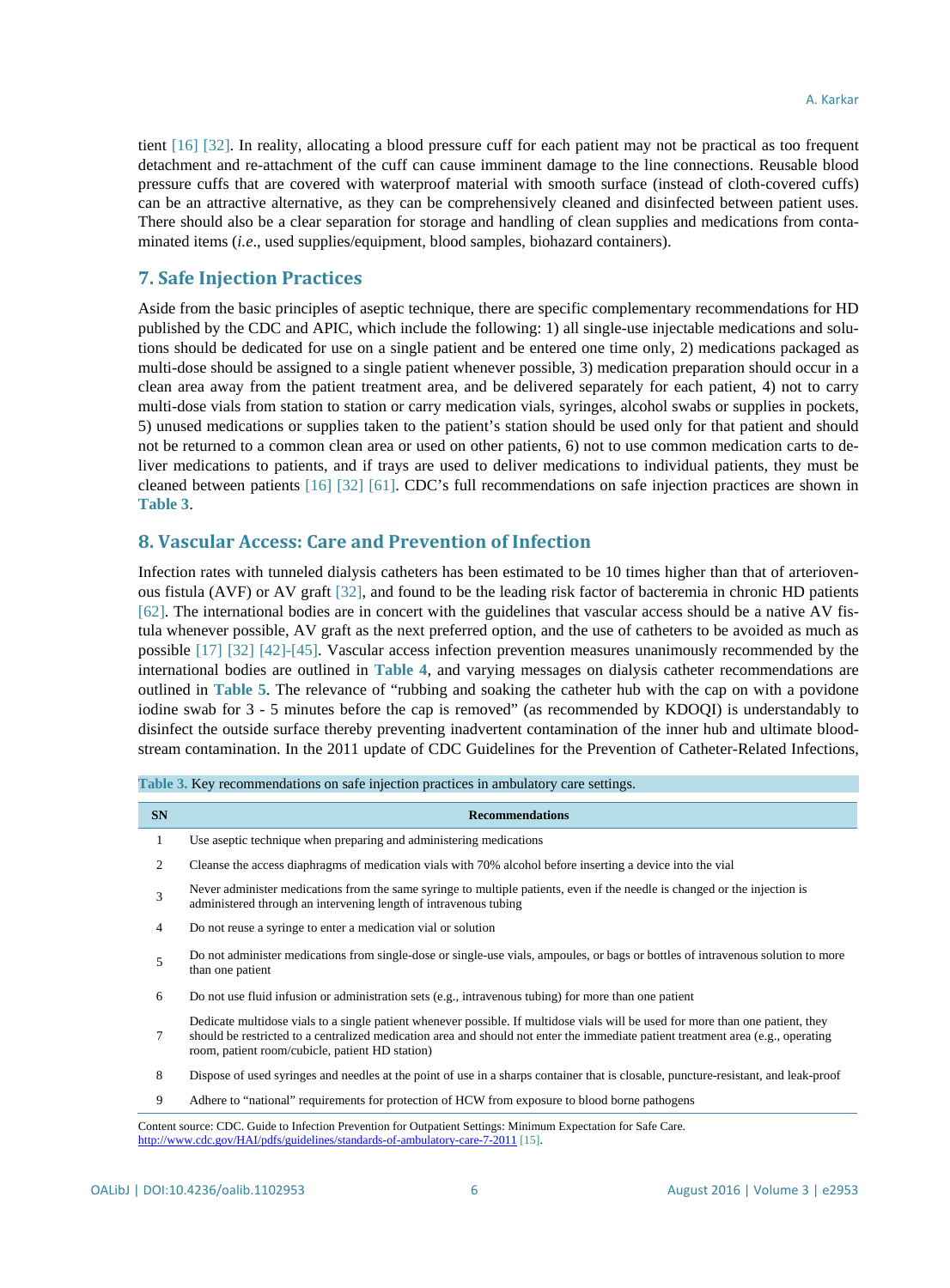tient [16] [32]. In reality, allocating a blood pressure cuff for each patient may not be practical as too frequent detachment and re-attachment of the cuff can cause imminent damage to the line connections. Reusable blood pressure cuffs that are covered with waterproof material with smooth surface (instead of cloth-covered cuffs) can be an attractive alternative, as they can be comprehensively cleaned and disinfected between patient uses. There should also be a clear separation for storage and handling of clean supplies and medications from contaminated items (*i.e.*, used supplies/equipment, blood samples, biohazard containers).

## 7. Safe Injection Practices

Aside from the basic principles of aseptic technique, there are specific complementary recommendations for HD published by the CDC and APIC, which include the following: 1) all single-use injectable medications and solutions should be dedicated for use on a single patient and be entered one time only, 2) medications packaged as multi-dose should be assigned to a single patient whenever possible, 3) medication preparation should occur in a clean area away from the patient treatment area, and be delivered separately for each patient, 4) not to carry multi-dose vials from station to station or carry medication vials, syringes, alcohol swabs or supplies in pockets, 5) unused medications or supplies taken to the patient's station should be used only for that patient and should not be returned to a common clean area or used on other patients, 6) not to use common medication carts to deliver medications to patients, and if trays are used to deliver medications to individual patients, they must be cleaned between patients [16] [32] [61]. CDC's full recommendations on safe injection practices are shown in **Table 3**.

## 8. Vascular Access: Care and Prevention of Infection

Infection rates with tunneled dialysis catheters has been estimated to be 10 times higher than that of arteriovenous fistula (AVF) or AV graft [32], and found to be the leading risk factor of bacteremia in chronic HD patients [62]. The international bodies are in concert with the guidelines that vascular access should be a native AV fistula whenever possible, AV graft as the next preferred option, and the use of catheters to be avoided as much as possible [17] [32] [42]-[45]. Vascular access infection prevention measures unanimously recommended by the international bodies are outlined in **Table 4**, and varying messages on dialysis catheter recommendations are outlined in **Table 5**. The relevance of "rubbing and soaking the catheter hub with the cap on with a povidone iodine swab for 3 - 5 minutes before the cap is removed" (as recommended by KDOQI) is understandably to disinfect the outside surface thereby preventing inadvertent contamination of the inner hub and ultimate bloodstream contamination. In the 2011 update of CDC Guidelines for the Prevention of Catheter-Related Infections,

**Table 3.** Key recommendations on safe injection practices in ambulatory care settings.

| SN | Recommendations |
|---|---|
| 1 | Use aseptic technique when preparing and administering medications |
| 2 | Cleanse the access diaphragms of medication vials with 70% alcohol before inserting a device into the vial |
| 3 | Never administer medications from the same syringe to multiple patients, even if the needle is changed or the injection is administered through an intervening length of intravenous tubing |
| 4 | Do not reuse a syringe to enter a medication vial or solution |
| 5 | Do not administer medications from single-dose or single-use vials, ampoules, or bags or bottles of intravenous solution to more than one patient |
| 6 | Do not use fluid infusion or administration sets (e.g., intravenous tubing) for more than one patient |
| 7 | Dedicate multidose vials to a single patient whenever possible. If multidose vials will be used for more than one patient, they should be restricted to a centralized medication area and should not enter the immediate patient treatment area (e.g., operating room, patient room/cubicle, patient HD station) |
| 8 | Dispose of used syringes and needles at the point of use in a sharps container that is closable, puncture-resistant, and leak-proof |
| 9 | Adhere to "national" requirements for protection of HCW from exposure to blood borne pathogens |

Content source: CDC. Guide to Infection Prevention for Outpatient Settings: Minimum Expectation for Safe Care. http://www.cdc.gov/HAI/pdfs/guidelines/standards-of-ambulatory-care-7-2011 [15].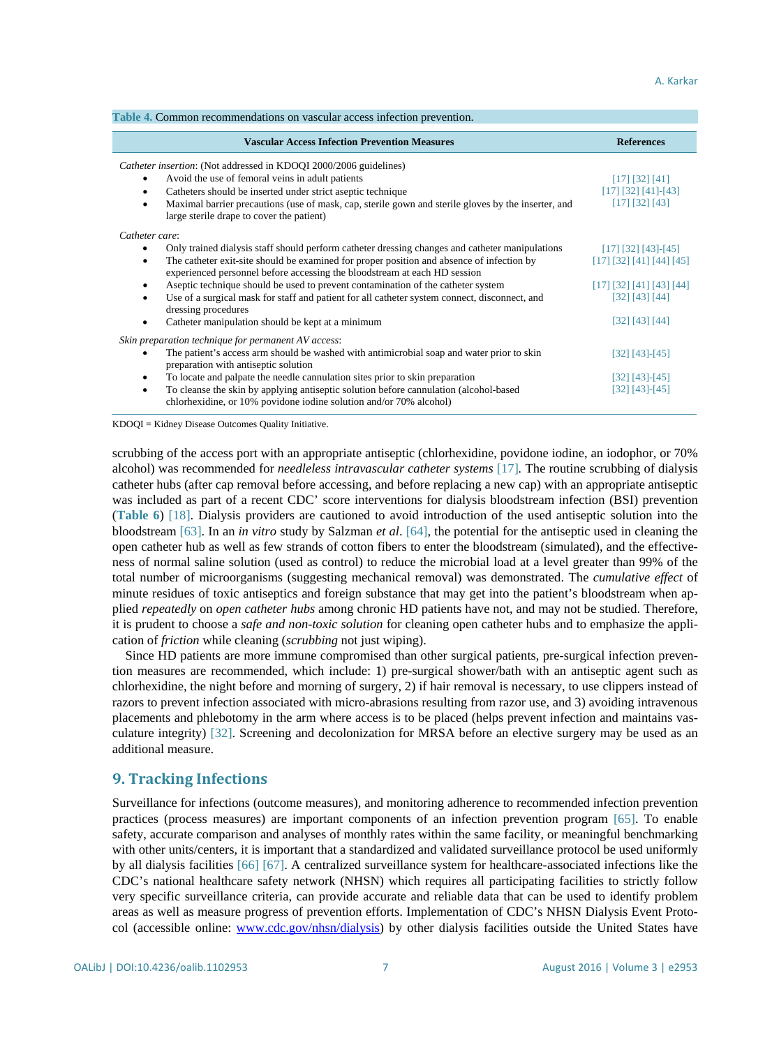Table 4. Common recommendations on vascular access infection prevention.

| Vascular Access Infection Prevention Measures | References |
|---|---|
| *Catheter insertion*: (Not addressed in KDOQI 2000/2006 guidelines) | |
| • Avoid the use of femoral veins in adult patients | [17] [32] [41] |
| • Catheters should be inserted under strict aseptic technique | [17] [32] [41]-[43] |
| • Maximal barrier precautions (use of mask, cap, sterile gown and sterile gloves by the inserter, and large sterile drape to cover the patient) | [17] [32] [43] |
| *Catheter care*: | |
| • Only trained dialysis staff should perform catheter dressing changes and catheter manipulations | [17] [32] [43]-[45] |
| • The catheter exit-site should be examined for proper position and absence of infection by experienced personnel before accessing the bloodstream at each HD session | [17] [32] [41] [44] [45] |
| • Aseptic technique should be used to prevent contamination of the catheter system | [17] [32] [41] [43] [44] |
| • Use of a surgical mask for staff and patient for all catheter system connect, disconnect, and dressing procedures | [32] [43] [44] |
| • Catheter manipulation should be kept at a minimum | [32] [43] [44] |
| *Skin preparation technique for permanent AV access*: | |
| • The patient's access arm should be washed with antimicrobial soap and water prior to skin preparation with antiseptic solution | [32] [43]-[45] |
| • To locate and palpate the needle cannulation sites prior to skin preparation | [32] [43]-[45] |
| • To cleanse the skin by applying antiseptic solution before cannulation (alcohol-based chlorhexidine, or 10% povidone iodine solution and/or 70% alcohol) | [32] [43]-[45] |

KDOQI = Kidney Disease Outcomes Quality Initiative.

scrubbing of the access port with an appropriate antiseptic (chlorhexidine, povidone iodine, an iodophor, or 70% alcohol) was recommended for *needleless intravascular catheter systems* [17]. The routine scrubbing of dialysis catheter hubs (after cap removal before accessing, and before replacing a new cap) with an appropriate antiseptic was included as part of a recent CDC' score interventions for dialysis bloodstream infection (BSI) prevention (**Table 6**) [18]. Dialysis providers are cautioned to avoid introduction of the used antiseptic solution into the bloodstream [63]. In an *in vitro* study by Salzman *et al*. [64], the potential for the antiseptic used in cleaning the open catheter hub as well as few strands of cotton fibers to enter the bloodstream (simulated), and the effectiveness of normal saline solution (used as control) to reduce the microbial load at a level greater than 99% of the total number of microorganisms (suggesting mechanical removal) was demonstrated. The *cumulative effect* of minute residues of toxic antiseptics and foreign substance that may get into the patient's bloodstream when applied *repeatedly* on *open catheter hubs* among chronic HD patients have not, and may not be studied. Therefore, it is prudent to choose a *safe and non-toxic solution* for cleaning open catheter hubs and to emphasize the application of *friction* while cleaning (*scrubbing* not just wiping).

Since HD patients are more immune compromised than other surgical patients, pre-surgical infection prevention measures are recommended, which include: 1) pre-surgical shower/bath with an antiseptic agent such as chlorhexidine, the night before and morning of surgery, 2) if hair removal is necessary, to use clippers instead of razors to prevent infection associated with micro-abrasions resulting from razor use, and 3) avoiding intravenous placements and phlebotomy in the arm where access is to be placed (helps prevent infection and maintains vasculature integrity) [32]. Screening and decolonization for MRSA before an elective surgery may be used as an additional measure.

## 9. Tracking Infections

Surveillance for infections (outcome measures), and monitoring adherence to recommended infection prevention practices (process measures) are important components of an infection prevention program [65]. To enable safety, accurate comparison and analyses of monthly rates within the same facility, or meaningful benchmarking with other units/centers, it is important that a standardized and validated surveillance protocol be used uniformly by all dialysis facilities [66] [67]. A centralized surveillance system for healthcare-associated infections like the CDC's national healthcare safety network (NHSN) which requires all participating facilities to strictly follow very specific surveillance criteria, can provide accurate and reliable data that can be used to identify problem areas as well as measure progress of prevention efforts. Implementation of CDC's NHSN Dialysis Event Protocol (accessible online: www.cdc.gov/nhsn/dialysis) by other dialysis facilities outside the United States have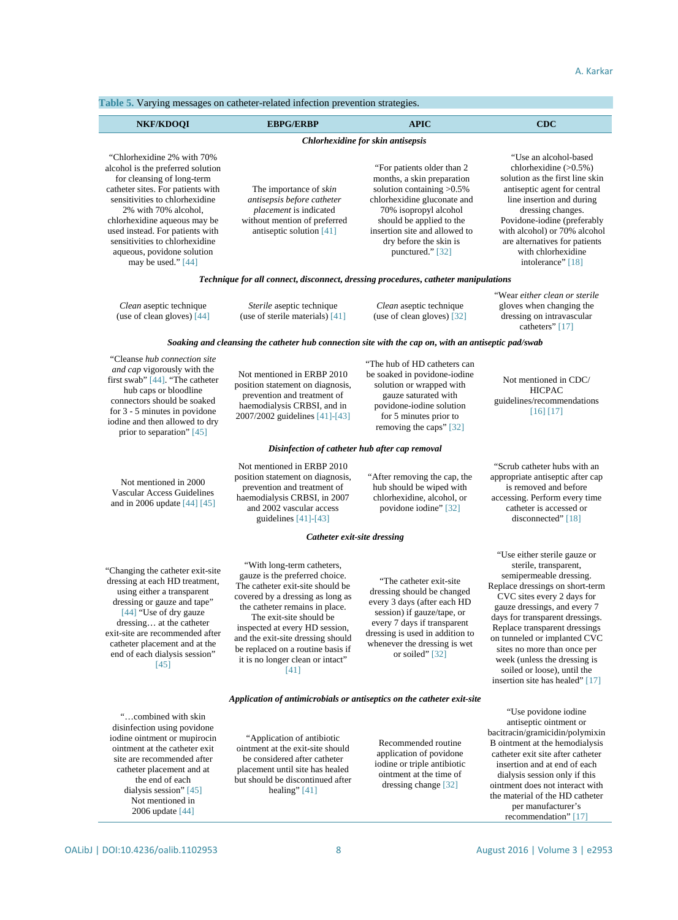**Table 5.** Varying messages on catheter-related infection prevention strategies.

| NKF/KDOQI | EBPG/ERBP | APIC | CDC |
|---|---|---|---|
| ***Chlorhexidine for skin antisepsis*** | | | |
| "Chlorhexidine 2% with 70% alcohol is the preferred solution for cleansing of long-term catheter sites. For patients with sensitivities to chlorhexidine 2% with 70% alcohol, chlorhexidine aqueous may be used instead. For patients with sensitivities to chlorhexidine aqueous, povidone solution may be used." [44] | The importance of *skin antisepsis before catheter placement* is indicated without mention of preferred antiseptic solution [41] | "For patients older than 2 months, a skin preparation solution containing >0.5% chlorhexidine gluconate and 70% isopropyl alcohol should be applied to the insertion site and allowed to dry before the skin is punctured." [32] | "Use an alcohol-based chlorhexidine (>0.5%) solution as the first line skin antiseptic agent for central line insertion and during dressing changes. Povidone-iodine (preferably with alcohol) or 70% alcohol are alternatives for patients with chlorhexidine intolerance" [18] |
| ***Technique for all connect, disconnect, dressing procedures, catheter manipulations*** | | | |
| *Clean* aseptic technique (use of clean gloves) [44] | *Sterile* aseptic technique (use of sterile materials) [41] | *Clean* aseptic technique (use of clean gloves) [32] | "Wear *either clean or sterile* gloves when changing the dressing on intravascular catheters" [17] |
| ***Soaking and cleansing the catheter hub connection site with the cap on, with an antiseptic pad/swab*** | | | |
| "Cleanse *hub connection site and cap* vigorously with the first swab" [44]. "The catheter hub caps or bloodline connectors should be soaked for 3 - 5 minutes in povidone iodine and then allowed to dry prior to separation" [45] | Not mentioned in ERBP 2010 position statement on diagnosis, prevention and treatment of haemodialysis CRBSI, and in 2007/2002 guidelines [41]-[43] | "The hub of HD catheters can be soaked in povidone-iodine solution or wrapped with gauze saturated with povidone-iodine solution for 5 minutes prior to removing the caps" [32] | Not mentioned in CDC/HICPAC guidelines/recommendations [16] [17] |
| ***Disinfection of catheter hub after cap removal*** | | | |
| Not mentioned in 2000 Vascular Access Guidelines and in 2006 update [44] [45] | Not mentioned in ERBP 2010 position statement on diagnosis, prevention and treatment of haemodialysis CRBSI, in 2007 and 2002 vascular access guidelines [41]-[43] | "After removing the cap, the hub should be wiped with chlorhexidine, alcohol, or povidone iodine" [32] | "Scrub catheter hubs with an appropriate antiseptic after cap is removed and before accessing. Perform every time catheter is accessed or disconnected" [18] |
| ***Catheter exit-site dressing*** | | | |
| "Changing the catheter exit-site dressing at each HD treatment, using either a transparent dressing or gauze and tape" [44] "Use of dry gauze dressing… at the catheter exit-site are recommended after catheter placement and at the end of each dialysis session" [45] | "With long-term catheters, gauze is the preferred choice. The catheter exit-site should be covered by a dressing as long as the catheter remains in place. The exit-site should be inspected at every HD session, and the exit-site dressing should be replaced on a routine basis if it is no longer clean or intact" [41] | "The catheter exit-site dressing should be changed every 3 days (after each HD session) if gauze/tape, or every 7 days if transparent dressing is used in addition to whenever the dressing is wet or soiled" [32] | "Use either sterile gauze or sterile, transparent, semipermeable dressing. Replace dressings on short-term CVC sites every 2 days for gauze dressings, and every 7 days for transparent dressings. Replace transparent dressings on tunneled or implanted CVC sites no more than once per week (unless the dressing is soiled or loose), until the insertion site has healed" [17] |
| ***Application of antimicrobials or antiseptics on the catheter exit-site*** | | | |
| "…combined with skin disinfection using povidone iodine ointment or mupirocin ointment at the catheter exit site are recommended after catheter placement and at the end of each dialysis session" [45] Not mentioned in 2006 update [44] | "Application of antibiotic ointment at the exit-site should be considered after catheter placement until site has healed but should be discontinued after healing" [41] | Recommended routine application of povidone iodine or triple antibiotic ointment at the time of dressing change [32] | "Use povidone iodine antiseptic ointment or bacitracin/gramicidin/polymixin B ointment at the hemodialysis catheter exit site after catheter insertion and at end of each dialysis session only if this ointment does not interact with the material of the HD catheter per manufacturer's recommendation" [17] |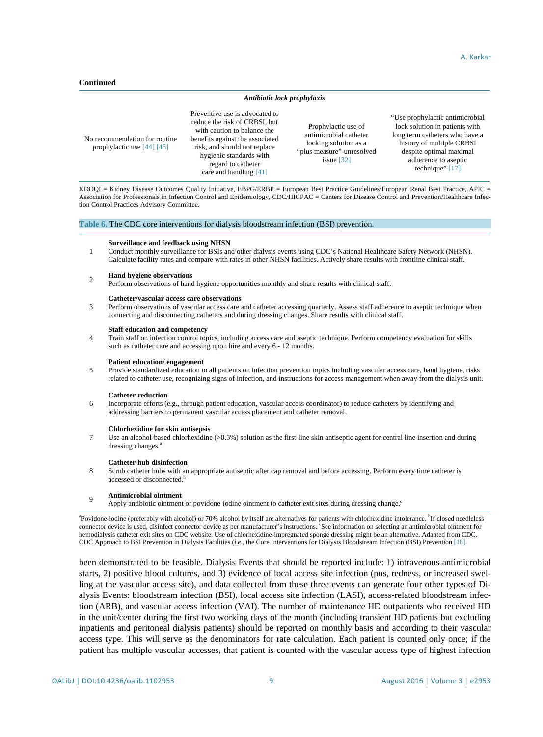**Continued**

| *Antibiotic lock prophylaxis* | | | |
|---|---|---|---|
| No recommendation for routine prophylactic use [44] [45] | Preventive use is advocated to reduce the risk of CRBSI, but with caution to balance the benefits against the associated risk, and should not replace hygienic standards with regard to catheter care and handling [41] | Prophylactic use of antimicrobial catheter locking solution as a "plus measure"-unresolved issue [32] | "Use prophylactic antimicrobial lock solution in patients with long term catheters who have a history of multiple CRBSI despite optimal maximal adherence to aseptic technique" [17] |

KDOQI = Kidney Disease Outcomes Quality Initiative, EBPG/ERBP = European Best Practice Guidelines/European Renal Best Practice, APIC = Association for Professionals in Infection Control and Epidemiology, CDC/HICPAC = Centers for Disease Control and Prevention/Healthcare Infection Control Practices Advisory Committee.

**Table 6.** The CDC core interventions for dialysis bloodstream infection (BSI) prevention.

| | |
|---|---|
| 1 | **Surveillance and feedback using NHSN**<br>Conduct monthly surveillance for BSIs and other dialysis events using CDC's National Healthcare Safety Network (NHSN). Calculate facility rates and compare with rates in other NHSN facilities. Actively share results with frontline clinical staff. |
| 2 | **Hand hygiene observations**<br>Perform observations of hand hygiene opportunities monthly and share results with clinical staff. |
| 3 | **Catheter/vascular access care observations**<br>Perform observations of vascular access care and catheter accessing quarterly. Assess staff adherence to aseptic technique when connecting and disconnecting catheters and during dressing changes. Share results with clinical staff. |
| 4 | **Staff education and competency**<br>Train staff on infection control topics, including access care and aseptic technique. Perform competency evaluation for skills such as catheter care and accessing upon hire and every 6 - 12 months. |
| 5 | **Patient education/ engagement**<br>Provide standardized education to all patients on infection prevention topics including vascular access care, hand hygiene, risks related to catheter use, recognizing signs of infection, and instructions for access management when away from the dialysis unit. |
| 6 | **Catheter reduction**<br>Incorporate efforts (e.g., through patient education, vascular access coordinator) to reduce catheters by identifying and addressing barriers to permanent vascular access placement and catheter removal. |
| 7 | **Chlorhexidine for skin antisepsis**<br>Use an alcohol-based chlorhexidine (>0.5%) solution as the first-line skin antiseptic agent for central line insertion and during dressing changes.[a] |
| 8 | **Catheter hub disinfection**<br>Scrub catheter hubs with an appropriate antiseptic after cap removal and before accessing. Perform every time catheter is accessed or disconnected.[b] |
| 9 | **Antimicrobial ointment**<br>Apply antibiotic ointment or povidone-iodine ointment to catheter exit sites during dressing change.[c] |

[a]Povidone-iodine (preferably with alcohol) or 70% alcohol by itself are alternatives for patients with chlorhexidine intolerance. [b]If closed needleless connector device is used, disinfect connector device as per manufacturer's instructions. [c]See information on selecting an antimicrobial ointment for hemodialysis catheter exit sites on CDC website. Use of chlorhexidine-impregnated sponge dressing might be an alternative. Adapted from CDC. CDC Approach to BSI Prevention in Dialysis Facilities (*i.e.*, the Core Interventions for Dialysis Bloodstream Infection (BSI) Prevention [18].

been demonstrated to be feasible. Dialysis Events that should be reported include: 1) intravenous antimicrobial starts, 2) positive blood cultures, and 3) evidence of local access site infection (pus, redness, or increased swelling at the vascular access site), and data collected from these three events can generate four other types of Dialysis Events: bloodstream infection (BSI), local access site infection (LASI), access-related bloodstream infection (ARB), and vascular access infection (VAI). The number of maintenance HD outpatients who received HD in the unit/center during the first two working days of the month (including transient HD patients but excluding inpatients and peritoneal dialysis patients) should be reported on monthly basis and according to their vascular access type. This will serve as the denominators for rate calculation. Each patient is counted only once; if the patient has multiple vascular accesses, that patient is counted with the vascular access type of highest infection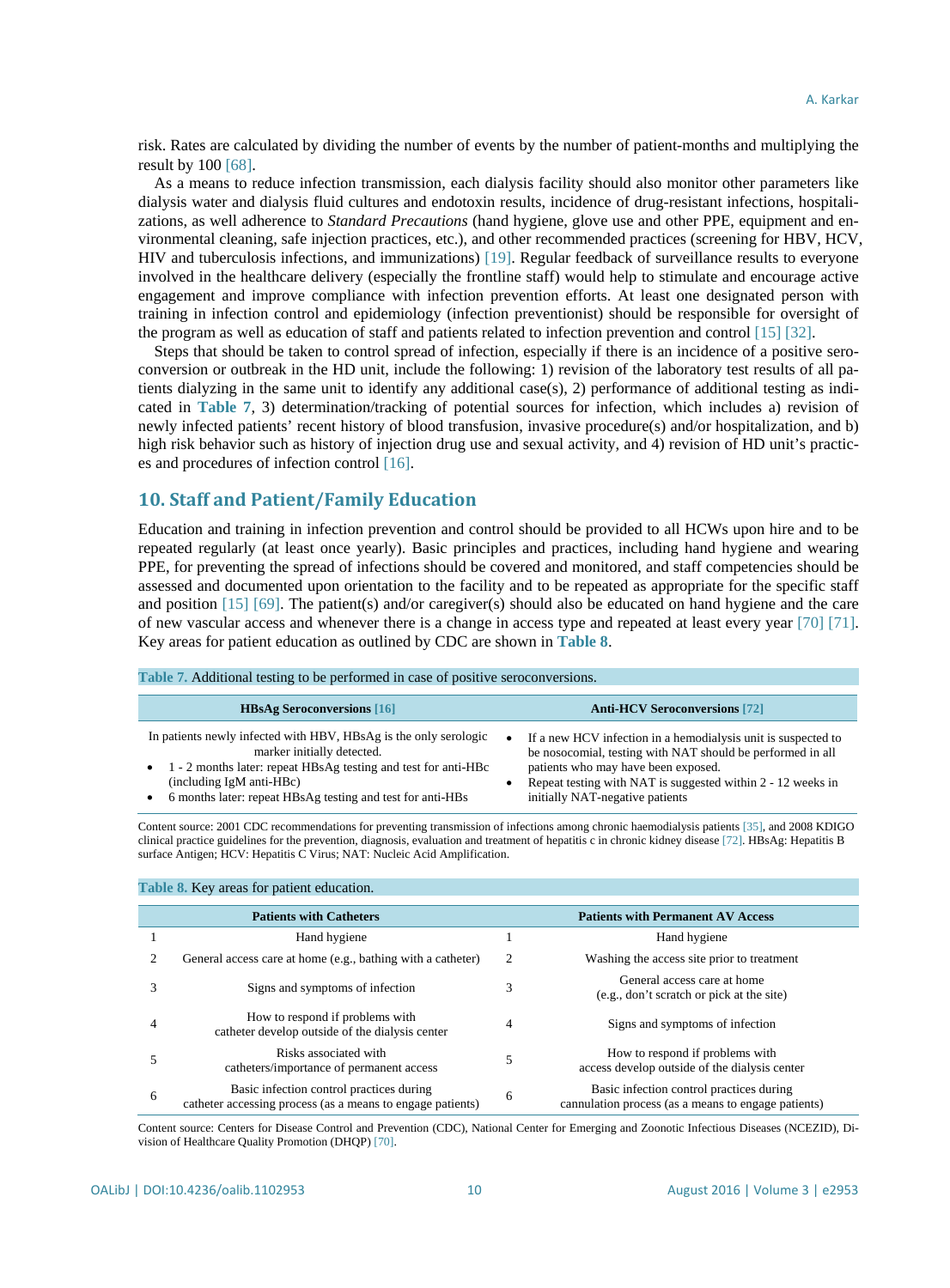risk. Rates are calculated by dividing the number of events by the number of patient-months and multiplying the result by 100 [68].

As a means to reduce infection transmission, each dialysis facility should also monitor other parameters like dialysis water and dialysis fluid cultures and endotoxin results, incidence of drug-resistant infections, hospitalizations, as well adherence to *Standard Precautions* (hand hygiene, glove use and other PPE, equipment and environmental cleaning, safe injection practices, etc.), and other recommended practices (screening for HBV, HCV, HIV and tuberculosis infections, and immunizations) [19]. Regular feedback of surveillance results to everyone involved in the healthcare delivery (especially the frontline staff) would help to stimulate and encourage active engagement and improve compliance with infection prevention efforts. At least one designated person with training in infection control and epidemiology (infection preventionist) should be responsible for oversight of the program as well as education of staff and patients related to infection prevention and control [15] [32].

Steps that should be taken to control spread of infection, especially if there is an incidence of a positive seroconversion or outbreak in the HD unit, include the following: 1) revision of the laboratory test results of all patients dialyzing in the same unit to identify any additional case(s), 2) performance of additional testing as indicated in **Table 7**, 3) determination/tracking of potential sources for infection, which includes a) revision of newly infected patients' recent history of blood transfusion, invasive procedure(s) and/or hospitalization, and b) high risk behavior such as history of injection drug use and sexual activity, and 4) revision of HD unit's practices and procedures of infection control [16].

## 10. Staff and Patient/Family Education

Education and training in infection prevention and control should be provided to all HCWs upon hire and to be repeated regularly (at least once yearly). Basic principles and practices, including hand hygiene and wearing PPE, for preventing the spread of infections should be covered and monitored, and staff competencies should be assessed and documented upon orientation to the facility and to be repeated as appropriate for the specific staff and position [15] [69]. The patient(s) and/or caregiver(s) should also be educated on hand hygiene and the care of new vascular access and whenever there is a change in access type and repeated at least every year [70] [71]. Key areas for patient education as outlined by CDC are shown in **Table 8**.

**Table 7.** Additional testing to be performed in case of positive seroconversions.

| HBsAg Seroconversions [16] | Anti-HCV Seroconversions [72] |
|---|---|
| In patients newly infected with HBV, HBsAg is the only serologic marker initially detected.<br>• 1 - 2 months later: repeat HBsAg testing and test for anti-HBc (including IgM anti-HBc)<br>• 6 months later: repeat HBsAg testing and test for anti-HBs | • If a new HCV infection in a hemodialysis unit is suspected to be nosocomial, testing with NAT should be performed in all patients who may have been exposed.<br>• Repeat testing with NAT is suggested within 2 - 12 weeks in initially NAT-negative patients |

Content source: 2001 CDC recommendations for preventing transmission of infections among chronic haemodialysis patients [35], and 2008 KDIGO clinical practice guidelines for the prevention, diagnosis, evaluation and treatment of hepatitis c in chronic kidney disease [72]. HBsAg: Hepatitis B surface Antigen; HCV: Hepatitis C Virus; NAT: Nucleic Acid Amplification.

**Table 8.** Key areas for patient education.

| | Patients with Catheters | | Patients with Permanent AV Access |
|---|---|---|---|
| 1 | Hand hygiene | 1 | Hand hygiene |
| 2 | General access care at home (e.g., bathing with a catheter) | 2 | Washing the access site prior to treatment |
| 3 | Signs and symptoms of infection | 3 | General access care at home (e.g., don't scratch or pick at the site) |
| 4 | How to respond if problems with catheter develop outside of the dialysis center | 4 | Signs and symptoms of infection |
| 5 | Risks associated with catheters/importance of permanent access | 5 | How to respond if problems with access develop outside of the dialysis center |
| 6 | Basic infection control practices during catheter accessing process (as a means to engage patients) | 6 | Basic infection control practices during cannulation process (as a means to engage patients) |

Content source: Centers for Disease Control and Prevention (CDC), National Center for Emerging and Zoonotic Infectious Diseases (NCEZID), Division of Healthcare Quality Promotion (DHQP) [70].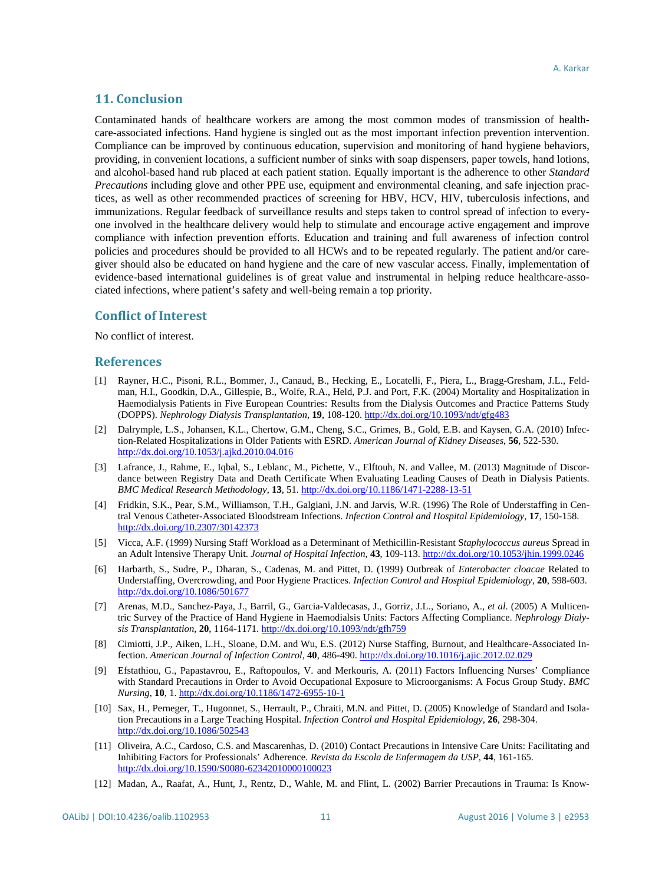## 11. Conclusion

Contaminated hands of healthcare workers are among the most common modes of transmission of healthcare-associated infections. Hand hygiene is singled out as the most important infection prevention intervention. Compliance can be improved by continuous education, supervision and monitoring of hand hygiene behaviors, providing, in convenient locations, a sufficient number of sinks with soap dispensers, paper towels, hand lotions, and alcohol-based hand rub placed at each patient station. Equally important is the adherence to other *Standard Precautions* including glove and other PPE use, equipment and environmental cleaning, and safe injection practices, as well as other recommended practices of screening for HBV, HCV, HIV, tuberculosis infections, and immunizations. Regular feedback of surveillance results and steps taken to control spread of infection to everyone involved in the healthcare delivery would help to stimulate and encourage active engagement and improve compliance with infection prevention efforts. Education and training and full awareness of infection control policies and procedures should be provided to all HCWs and to be repeated regularly. The patient and/or caregiver should also be educated on hand hygiene and the care of new vascular access. Finally, implementation of evidence-based international guidelines is of great value and instrumental in helping reduce healthcare-associated infections, where patient's safety and well-being remain a top priority.

## Conflict of Interest

No conflict of interest.

## References

[1] Rayner, H.C., Pisoni, R.L., Bommer, J., Canaud, B., Hecking, E., Locatelli, F., Piera, L., Bragg-Gresham, J.L., Feldman, H.I., Goodkin, D.A., Gillespie, B., Wolfe, R.A., Held, P.J. and Port, F.K. (2004) Mortality and Hospitalization in Haemodialysis Patients in Five European Countries: Results from the Dialysis Outcomes and Practice Patterns Study (DOPPS). *Nephrology Dialysis Transplantation*, **19**, 108-120. http://dx.doi.org/10.1093/ndt/gfg483

[2] Dalrymple, L.S., Johansen, K.L., Chertow, G.M., Cheng, S.C., Grimes, B., Gold, E.B. and Kaysen, G.A. (2010) Infection-Related Hospitalizations in Older Patients with ESRD. *American Journal of Kidney Diseases*, **56**, 522-530. http://dx.doi.org/10.1053/j.ajkd.2010.04.016

[3] Lafrance, J., Rahme, E., Iqbal, S., Leblanc, M., Pichette, V., Elftouh, N. and Vallee, M. (2013) Magnitude of Discordance between Registry Data and Death Certificate When Evaluating Leading Causes of Death in Dialysis Patients. *BMC Medical Research Methodology*, **13**, 51. http://dx.doi.org/10.1186/1471-2288-13-51

[4] Fridkin, S.K., Pear, S.M., Williamson, T.H., Galgiani, J.N. and Jarvis, W.R. (1996) The Role of Understaffing in Central Venous Catheter-Associated Bloodstream Infections. *Infection Control and Hospital Epidemiology*, **17**, 150-158. http://dx.doi.org/10.2307/30142373

[5] Vicca, A.F. (1999) Nursing Staff Workload as a Determinant of Methicillin-Resistant S*taphylococcus aureus* Spread in an Adult Intensive Therapy Unit. *Journal of Hospital Infection*, **43**, 109-113. http://dx.doi.org/10.1053/jhin.1999.0246

[6] Harbarth, S., Sudre, P., Dharan, S., Cadenas, M. and Pittet, D. (1999) Outbreak of *Enterobacter cloacae* Related to Understaffing, Overcrowding, and Poor Hygiene Practices. *Infection Control and Hospital Epidemiology*, **20**, 598-603. http://dx.doi.org/10.1086/501677

[7] Arenas, M.D., Sanchez-Paya, J., Barril, G., Garcia-Valdecasas, J., Gorriz, J.L., Soriano, A., *et al*. (2005) A Multicentric Survey of the Practice of Hand Hygiene in Haemodialsis Units: Factors Affecting Compliance. *Nephrology Dialysis Transplantation*, **20**, 1164-1171. http://dx.doi.org/10.1093/ndt/gfh759

[8] Cimiotti, J.P., Aiken, L.H., Sloane, D.M. and Wu, E.S. (2012) Nurse Staffing, Burnout, and Healthcare-Associated Infection. *American Journal of Infection Control*, **40**, 486-490. http://dx.doi.org/10.1016/j.ajic.2012.02.029

[9] Efstathiou, G., Papastavrou, E., Raftopoulos, V. and Merkouris, A. (2011) Factors Influencing Nurses' Compliance with Standard Precautions in Order to Avoid Occupational Exposure to Microorganisms: A Focus Group Study. *BMC Nursing*, **10**, 1. http://dx.doi.org/10.1186/1472-6955-10-1

[10] Sax, H., Perneger, T., Hugonnet, S., Herrault, P., Chraiti, M.N. and Pittet, D. (2005) Knowledge of Standard and Isolation Precautions in a Large Teaching Hospital. *Infection Control and Hospital Epidemiology*, **26**, 298-304. http://dx.doi.org/10.1086/502543

[11] Oliveira, A.C., Cardoso, C.S. and Mascarenhas, D. (2010) Contact Precautions in Intensive Care Units: Facilitating and Inhibiting Factors for Professionals' Adherence. *Revista da Escola de Enfermagem da USP*, **44**, 161-165. http://dx.doi.org/10.1590/S0080-62342010000100023

[12] Madan, A., Raafat, A., Hunt, J., Rentz, D., Wahle, M. and Flint, L. (2002) Barrier Precautions in Trauma: Is Know-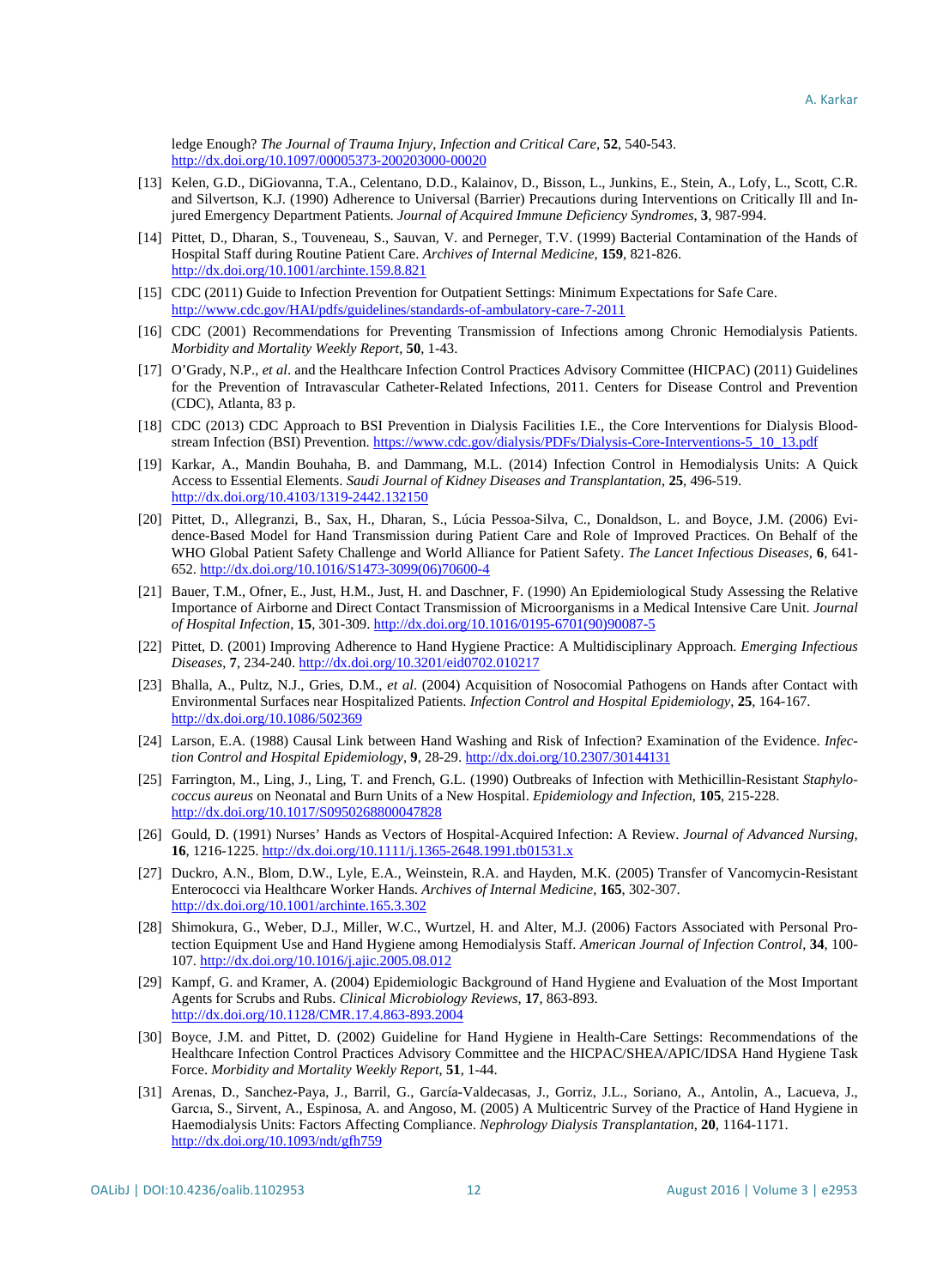ledge Enough? *The Journal of Trauma Injury*, *Infection and Critical Care*, **52**, 540-543. http://dx.doi.org/10.1097/00005373-200203000-00020

[13] Kelen, G.D., DiGiovanna, T.A., Celentano, D.D., Kalainov, D., Bisson, L., Junkins, E., Stein, A., Lofy, L., Scott, C.R. and Silvertson, K.J. (1990) Adherence to Universal (Barrier) Precautions during Interventions on Critically Ill and Injured Emergency Department Patients. *Journal of Acquired Immune Deficiency Syndromes*, **3**, 987-994.

[14] Pittet, D., Dharan, S., Touveneau, S., Sauvan, V. and Perneger, T.V. (1999) Bacterial Contamination of the Hands of Hospital Staff during Routine Patient Care. *Archives of Internal Medicine*, **159**, 821-826. http://dx.doi.org/10.1001/archinte.159.8.821

[15] CDC (2011) Guide to Infection Prevention for Outpatient Settings: Minimum Expectations for Safe Care. http://www.cdc.gov/HAI/pdfs/guidelines/standards-of-ambulatory-care-7-2011

[16] CDC (2001) Recommendations for Preventing Transmission of Infections among Chronic Hemodialysis Patients. *Morbidity and Mortality Weekly Report*, **50**, 1-43.

[17] O'Grady, N.P., *et al*. and the Healthcare Infection Control Practices Advisory Committee (HICPAC) (2011) Guidelines for the Prevention of Intravascular Catheter-Related Infections, 2011. Centers for Disease Control and Prevention (CDC), Atlanta, 83 p.

[18] CDC (2013) CDC Approach to BSI Prevention in Dialysis Facilities I.E., the Core Interventions for Dialysis Bloodstream Infection (BSI) Prevention. https://www.cdc.gov/dialysis/PDFs/Dialysis-Core-Interventions-5_10_13.pdf

[19] Karkar, A., Mandin Bouhaha, B. and Dammang, M.L. (2014) Infection Control in Hemodialysis Units: A Quick Access to Essential Elements. *Saudi Journal of Kidney Diseases and Transplantation*, **25**, 496-519. http://dx.doi.org/10.4103/1319-2442.132150

[20] Pittet, D., Allegranzi, B., Sax, H., Dharan, S., Lúcia Pessoa-Silva, C., Donaldson, L. and Boyce, J.M. (2006) Evidence-Based Model for Hand Transmission during Patient Care and Role of Improved Practices. On Behalf of the WHO Global Patient Safety Challenge and World Alliance for Patient Safety. *The Lancet Infectious Diseases*, **6**, 641-652. http://dx.doi.org/10.1016/S1473-3099(06)70600-4

[21] Bauer, T.M., Ofner, E., Just, H.M., Just, H. and Daschner, F. (1990) An Epidemiological Study Assessing the Relative Importance of Airborne and Direct Contact Transmission of Microorganisms in a Medical Intensive Care Unit. *Journal of Hospital Infection*, **15**, 301-309. http://dx.doi.org/10.1016/0195-6701(90)90087-5

[22] Pittet, D. (2001) Improving Adherence to Hand Hygiene Practice: A Multidisciplinary Approach. *Emerging Infectious Diseases*, **7**, 234-240. http://dx.doi.org/10.3201/eid0702.010217

[23] Bhalla, A., Pultz, N.J., Gries, D.M., *et al*. (2004) Acquisition of Nosocomial Pathogens on Hands after Contact with Environmental Surfaces near Hospitalized Patients. *Infection Control and Hospital Epidemiology*, **25**, 164-167. http://dx.doi.org/10.1086/502369

[24] Larson, E.A. (1988) Causal Link between Hand Washing and Risk of Infection? Examination of the Evidence. *Infection Control and Hospital Epidemiology*, **9**, 28-29. http://dx.doi.org/10.2307/30144131

[25] Farrington, M., Ling, J., Ling, T. and French, G.L. (1990) Outbreaks of Infection with Methicillin-Resistant *Staphylococcus aureus* on Neonatal and Burn Units of a New Hospital. *Epidemiology and Infection*, **105**, 215-228. http://dx.doi.org/10.1017/S0950268800047828

[26] Gould, D. (1991) Nurses' Hands as Vectors of Hospital-Acquired Infection: A Review. *Journal of Advanced Nursing*, **16**, 1216-1225. http://dx.doi.org/10.1111/j.1365-2648.1991.tb01531.x

[27] Duckro, A.N., Blom, D.W., Lyle, E.A., Weinstein, R.A. and Hayden, M.K. (2005) Transfer of Vancomycin-Resistant Enterococci via Healthcare Worker Hands. *Archives of Internal Medicine*, **165**, 302-307. http://dx.doi.org/10.1001/archinte.165.3.302

[28] Shimokura, G., Weber, D.J., Miller, W.C., Wurtzel, H. and Alter, M.J. (2006) Factors Associated with Personal Protection Equipment Use and Hand Hygiene among Hemodialysis Staff. *American Journal of Infection Control*, **34**, 100-107. http://dx.doi.org/10.1016/j.ajic.2005.08.012

[29] Kampf, G. and Kramer, A. (2004) Epidemiologic Background of Hand Hygiene and Evaluation of the Most Important Agents for Scrubs and Rubs. *Clinical Microbiology Reviews*, **17**, 863-893. http://dx.doi.org/10.1128/CMR.17.4.863-893.2004

[30] Boyce, J.M. and Pittet, D. (2002) Guideline for Hand Hygiene in Health-Care Settings: Recommendations of the Healthcare Infection Control Practices Advisory Committee and the HICPAC/SHEA/APIC/IDSA Hand Hygiene Task Force. *Morbidity and Mortality Weekly Report*, **51**, 1-44.

[31] Arenas, D., Sanchez-Paya, J., Barril, G., García-Valdecasas, J., Gorriz, J.L., Soriano, A., Antolin, A., Lacueva, J., Garcıa, S., Sirvent, A., Espinosa, A. and Angoso, M. (2005) A Multicentric Survey of the Practice of Hand Hygiene in Haemodialysis Units: Factors Affecting Compliance. *Nephrology Dialysis Transplantation*, **20**, 1164-1171. http://dx.doi.org/10.1093/ndt/gfh759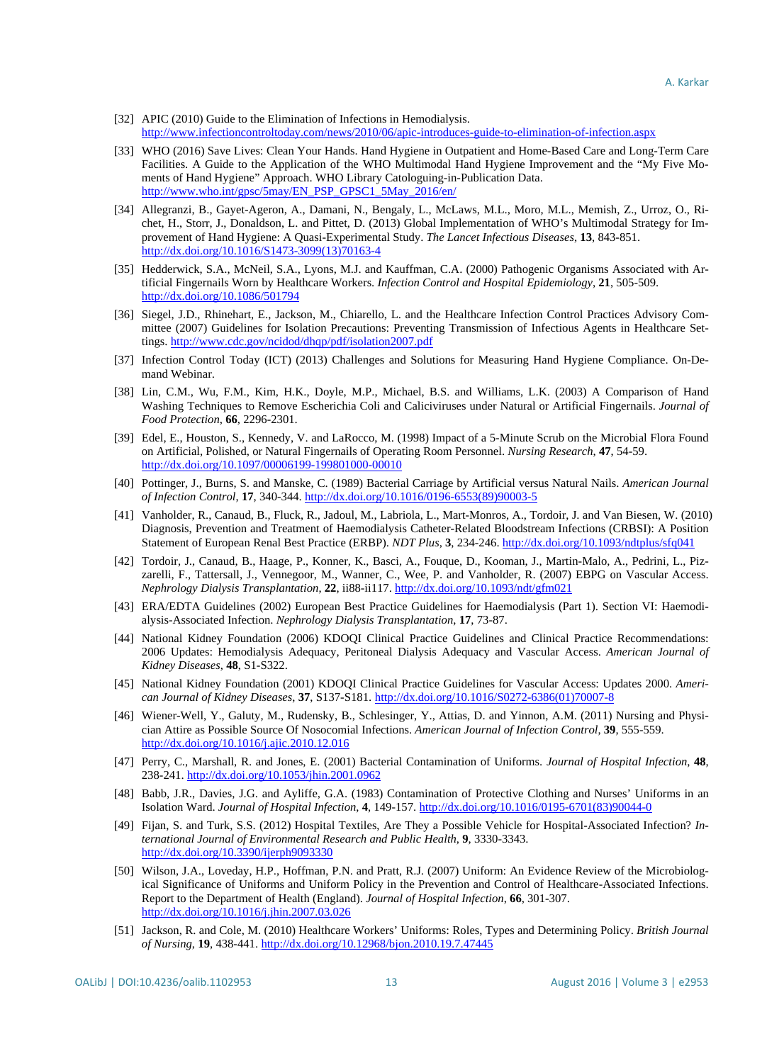[32] APIC (2010) Guide to the Elimination of Infections in Hemodialysis. http://www.infectioncontroltoday.com/news/2010/06/apic-introduces-guide-to-elimination-of-infection.aspx

[33] WHO (2016) Save Lives: Clean Your Hands. Hand Hygiene in Outpatient and Home-Based Care and Long-Term Care Facilities. A Guide to the Application of the WHO Multimodal Hand Hygiene Improvement and the "My Five Moments of Hand Hygiene" Approach. WHO Library Catologuing-in-Publication Data. http://www.who.int/gpsc/5may/EN_PSP_GPSC1_5May_2016/en/

[34] Allegranzi, B., Gayet-Ageron, A., Damani, N., Bengaly, L., McLaws, M.L., Moro, M.L., Memish, Z., Urroz, O., Richet, H., Storr, J., Donaldson, L. and Pittet, D. (2013) Global Implementation of WHO's Multimodal Strategy for Improvement of Hand Hygiene: A Quasi-Experimental Study. *The Lancet Infectious Diseases*, **13**, 843-851. http://dx.doi.org/10.1016/S1473-3099(13)70163-4

[35] Hedderwick, S.A., McNeil, S.A., Lyons, M.J. and Kauffman, C.A. (2000) Pathogenic Organisms Associated with Artificial Fingernails Worn by Healthcare Workers. *Infection Control and Hospital Epidemiology*, **21**, 505-509. http://dx.doi.org/10.1086/501794

[36] Siegel, J.D., Rhinehart, E., Jackson, M., Chiarello, L. and the Healthcare Infection Control Practices Advisory Committee (2007) Guidelines for Isolation Precautions: Preventing Transmission of Infectious Agents in Healthcare Settings. http://www.cdc.gov/ncidod/dhqp/pdf/isolation2007.pdf

[37] Infection Control Today (ICT) (2013) Challenges and Solutions for Measuring Hand Hygiene Compliance. On-Demand Webinar.

[38] Lin, C.M., Wu, F.M., Kim, H.K., Doyle, M.P., Michael, B.S. and Williams, L.K. (2003) A Comparison of Hand Washing Techniques to Remove Escherichia Coli and Caliciviruses under Natural or Artificial Fingernails. *Journal of Food Protection*, **66**, 2296-2301.

[39] Edel, E., Houston, S., Kennedy, V. and LaRocco, M. (1998) Impact of a 5-Minute Scrub on the Microbial Flora Found on Artificial, Polished, or Natural Fingernails of Operating Room Personnel. *Nursing Research*, **47**, 54-59. http://dx.doi.org/10.1097/00006199-199801000-00010

[40] Pottinger, J., Burns, S. and Manske, C. (1989) Bacterial Carriage by Artificial versus Natural Nails. *American Journal of Infection Control*, **17**, 340-344. http://dx.doi.org/10.1016/0196-6553(89)90003-5

[41] Vanholder, R., Canaud, B., Fluck, R., Jadoul, M., Labriola, L., Mart-Monros, A., Tordoir, J. and Van Biesen, W. (2010) Diagnosis, Prevention and Treatment of Haemodialysis Catheter-Related Bloodstream Infections (CRBSI): A Position Statement of European Renal Best Practice (ERBP). *NDT Plus*, **3**, 234-246. http://dx.doi.org/10.1093/ndtplus/sfq041

[42] Tordoir, J., Canaud, B., Haage, P., Konner, K., Basci, A., Fouque, D., Kooman, J., Martin-Malo, A., Pedrini, L., Pizzarelli, F., Tattersall, J., Vennegoor, M., Wanner, C., Wee, P. and Vanholder, R. (2007) EBPG on Vascular Access. *Nephrology Dialysis Transplantation*, **22**, ii88-ii117. http://dx.doi.org/10.1093/ndt/gfm021

[43] ERA/EDTA Guidelines (2002) European Best Practice Guidelines for Haemodialysis (Part 1). Section VI: Haemodialysis-Associated Infection. *Nephrology Dialysis Transplantation*, **17**, 73-87.

[44] National Kidney Foundation (2006) KDOQI Clinical Practice Guidelines and Clinical Practice Recommendations: 2006 Updates: Hemodialysis Adequacy, Peritoneal Dialysis Adequacy and Vascular Access. *American Journal of Kidney Diseases*, **48**, S1-S322.

[45] National Kidney Foundation (2001) KDOQI Clinical Practice Guidelines for Vascular Access: Updates 2000. *American Journal of Kidney Diseases*, **37**, S137-S181. http://dx.doi.org/10.1016/S0272-6386(01)70007-8

[46] Wiener-Well, Y., Galuty, M., Rudensky, B., Schlesinger, Y., Attias, D. and Yinnon, A.M. (2011) Nursing and Physician Attire as Possible Source Of Nosocomial Infections. *American Journal of Infection Control*, **39**, 555-559. http://dx.doi.org/10.1016/j.ajic.2010.12.016

[47] Perry, C., Marshall, R. and Jones, E. (2001) Bacterial Contamination of Uniforms. *Journal of Hospital Infection*, **48**, 238-241. http://dx.doi.org/10.1053/jhin.2001.0962

[48] Babb, J.R., Davies, J.G. and Ayliffe, G.A. (1983) Contamination of Protective Clothing and Nurses' Uniforms in an Isolation Ward. *Journal of Hospital Infection*, **4**, 149-157. http://dx.doi.org/10.1016/0195-6701(83)90044-0

[49] Fijan, S. and Turk, S.S. (2012) Hospital Textiles, Are They a Possible Vehicle for Hospital-Associated Infection? *International Journal of Environmental Research and Public Health*, **9**, 3330-3343. http://dx.doi.org/10.3390/ijerph9093330

[50] Wilson, J.A., Loveday, H.P., Hoffman, P.N. and Pratt, R.J. (2007) Uniform: An Evidence Review of the Microbiological Significance of Uniforms and Uniform Policy in the Prevention and Control of Healthcare-Associated Infections. Report to the Department of Health (England). *Journal of Hospital Infection*, **66**, 301-307. http://dx.doi.org/10.1016/j.jhin.2007.03.026

[51] Jackson, R. and Cole, M. (2010) Healthcare Workers' Uniforms: Roles, Types and Determining Policy. *British Journal of Nursing*, **19**, 438-441. http://dx.doi.org/10.12968/bjon.2010.19.7.47445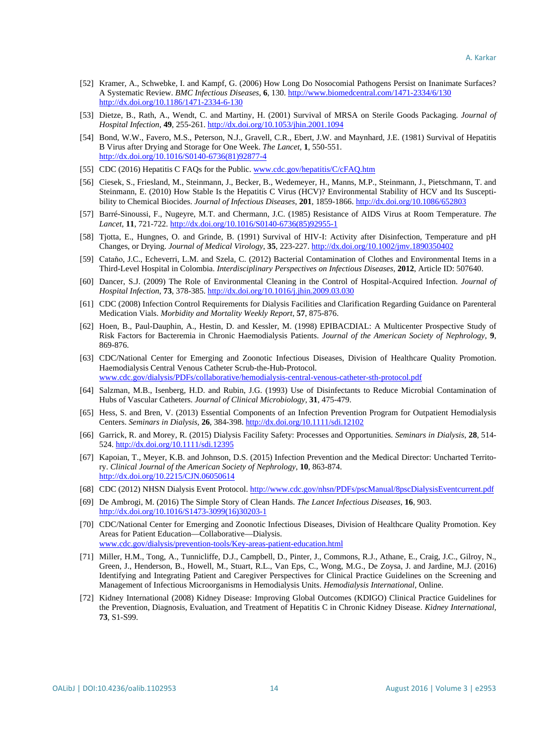[52] Kramer, A., Schwebke, I. and Kampf, G. (2006) How Long Do Nosocomial Pathogens Persist on Inanimate Surfaces? A Systematic Review. *BMC Infectious Diseases*, **6**, 130. http://www.biomedcentral.com/1471-2334/6/130 http://dx.doi.org/10.1186/1471-2334-6-130

[53] Dietze, B., Rath, A., Wendt, C. and Martiny, H. (2001) Survival of MRSA on Sterile Goods Packaging. *Journal of Hospital Infection*, **49**, 255-261. http://dx.doi.org/10.1053/jhin.2001.1094

[54] Bond, W.W., Favero, M.S., Peterson, N.J., Gravell, C.R., Ebert, J.W. and Maynhard, J.E. (1981) Survival of Hepatitis B Virus after Drying and Storage for One Week. *The Lancet*, **1**, 550-551. http://dx.doi.org/10.1016/S0140-6736(81)92877-4

[55] CDC (2016) Hepatitis C FAQs for the Public. www.cdc.gov/hepatitis/C/cFAQ.htm

[56] Ciesek, S., Friesland, M., Steinmann, J., Becker, B., Wedemeyer, H., Manns, M.P., Steinmann, J., Pietschmann, T. and Steinmann, E. (2010) How Stable Is the Hepatitis C Virus (HCV)? Environmental Stability of HCV and Its Susceptibility to Chemical Biocides. *Journal of Infectious Diseases*, **201**, 1859-1866. http://dx.doi.org/10.1086/652803

[57] Barré-Sinoussi, F., Nugeyre, M.T. and Chermann, J.C. (1985) Resistance of AIDS Virus at Room Temperature. *The Lancet*, **11**, 721-722. http://dx.doi.org/10.1016/S0140-6736(85)92955-1

[58] Tjotta, E., Hungnes, O. and Grinde, B. (1991) Survival of HIV-I: Activity after Disinfection, Temperature and pH Changes, or Drying. *Journal of Medical Virology*, **35**, 223-227. http://dx.doi.org/10.1002/jmv.1890350402

[59] Cataňo, J.C., Echeverri, L.M. and Szela, C. (2012) Bacterial Contamination of Clothes and Environmental Items in a Third-Level Hospital in Colombia. *Interdisciplinary Perspectives on Infectious Diseases*, **2012**, Article ID: 507640.

[60] Dancer, S.J. (2009) The Role of Environmental Cleaning in the Control of Hospital-Acquired Infection. *Journal of Hospital Infection*, **73**, 378-385. http://dx.doi.org/10.1016/j.jhin.2009.03.030

[61] CDC (2008) Infection Control Requirements for Dialysis Facilities and Clarification Regarding Guidance on Parenteral Medication Vials. *Morbidity and Mortality Weekly Report*, **57**, 875-876.

[62] Hoen, B., Paul-Dauphin, A., Hestin, D. and Kessler, M. (1998) EPIBACDIAL: A Multicenter Prospective Study of Risk Factors for Bacteremia in Chronic Haemodialysis Patients. *Journal of the American Society of Nephrology*, **9**, 869-876.

[63] CDC/National Center for Emerging and Zoonotic Infectious Diseases, Division of Healthcare Quality Promotion. Haemodialysis Central Venous Catheter Scrub-the-Hub-Protocol. www.cdc.gov/dialysis/PDFs/collaborative/hemodialysis-central-venous-catheter-sth-protocol.pdf

[64] Salzman, M.B., Isenberg, H.D. and Rubin, J.G. (1993) Use of Disinfectants to Reduce Microbial Contamination of Hubs of Vascular Catheters. *Journal of Clinical Microbiology*, **31**, 475-479.

[65] Hess, S. and Bren, V. (2013) Essential Components of an Infection Prevention Program for Outpatient Hemodialysis Centers. *Seminars in Dialysis*, **26**, 384-398. http://dx.doi.org/10.1111/sdi.12102

[66] Garrick, R. and Morey, R. (2015) Dialysis Facility Safety: Processes and Opportunities. *Seminars in Dialysis*, **28**, 514-524. http://dx.doi.org/10.1111/sdi.12395

[67] Kapoian, T., Meyer, K.B. and Johnson, D.S. (2015) Infection Prevention and the Medical Director: Uncharted Territory. *Clinical Journal of the American Society of Nephrology*, **10**, 863-874. http://dx.doi.org/10.2215/CJN.06050614

[68] CDC (2012) NHSN Dialysis Event Protocol. http://www.cdc.gov/nhsn/PDFs/pscManual/8pscDialysisEventcurrent.pdf

[69] De Ambrogi, M. (2016) The Simple Story of Clean Hands. *The Lancet Infectious Diseases*, **16**, 903. http://dx.doi.org/10.1016/S1473-3099(16)30203-1

[70] CDC/National Center for Emerging and Zoonotic Infectious Diseases, Division of Healthcare Quality Promotion. Key Areas for Patient Education—Collaborative—Dialysis. www.cdc.gov/dialysis/prevention-tools/Key-areas-patient-education.html

[71] Miller, H.M., Tong, A., Tunnicliffe, D.J., Campbell, D., Pinter, J., Commons, R.J., Athane, E., Craig, J.C., Gilroy, N., Green, J., Henderson, B., Howell, M., Stuart, R.L., Van Eps, C., Wong, M.G., De Zoysa, J. and Jardine, M.J. (2016) Identifying and Integrating Patient and Caregiver Perspectives for Clinical Practice Guidelines on the Screening and Management of Infectious Microorganisms in Hemodialysis Units. *Hemodialysis International*, Online.

[72] Kidney International (2008) Kidney Disease: Improving Global Outcomes (KDIGO) Clinical Practice Guidelines for the Prevention, Diagnosis, Evaluation, and Treatment of Hepatitis C in Chronic Kidney Disease. *Kidney International*, **73**, S1-S99.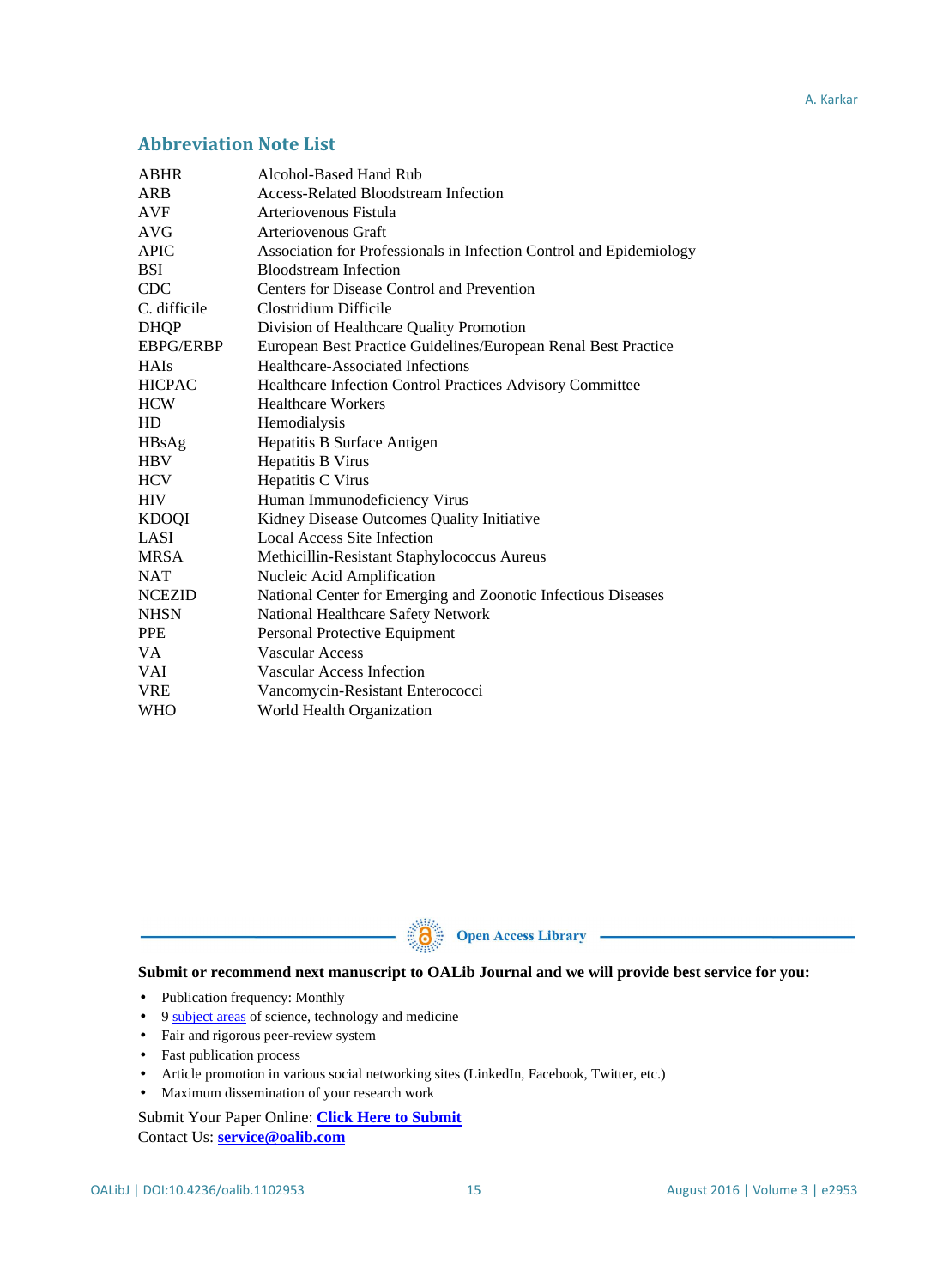## Abbreviation Note List

| | |
|---|---|
| ABHR | Alcohol-Based Hand Rub |
| ARB | Access-Related Bloodstream Infection |
| AVF | Arteriovenous Fistula |
| AVG | Arteriovenous Graft |
| APIC | Association for Professionals in Infection Control and Epidemiology |
| BSI | Bloodstream Infection |
| CDC | Centers for Disease Control and Prevention |
| C. difficile | Clostridium Difficile |
| DHQP | Division of Healthcare Quality Promotion |
| EBPG/ERBP | European Best Practice Guidelines/European Renal Best Practice |
| HAIs | Healthcare-Associated Infections |
| HICPAC | Healthcare Infection Control Practices Advisory Committee |
| HCW | Healthcare Workers |
| HD | Hemodialysis |
| HBsAg | Hepatitis B Surface Antigen |
| HBV | Hepatitis B Virus |
| HCV | Hepatitis C Virus |
| HIV | Human Immunodeficiency Virus |
| KDOQI | Kidney Disease Outcomes Quality Initiative |
| LASI | Local Access Site Infection |
| MRSA | Methicillin-Resistant Staphylococcus Aureus |
| NAT | Nucleic Acid Amplification |
| NCEZID | National Center for Emerging and Zoonotic Infectious Diseases |
| NHSN | National Healthcare Safety Network |
| PPE | Personal Protective Equipment |
| VA | Vascular Access |
| VAI | Vascular Access Infection |
| VRE | Vancomycin-Resistant Enterococci |
| WHO | World Health Organization |

Open Access Library

**Submit or recommend next manuscript to OALib Journal and we will provide best service for you:**

- Publication frequency: Monthly
- 9 subject areas of science, technology and medicine
- Fair and rigorous peer-review system
- Fast publication process
- Article promotion in various social networking sites (LinkedIn, Facebook, Twitter, etc.)
- Maximum dissemination of your research work

Submit Your Paper Online: **Click Here to Submit**
Contact Us: **service@oalib.com**